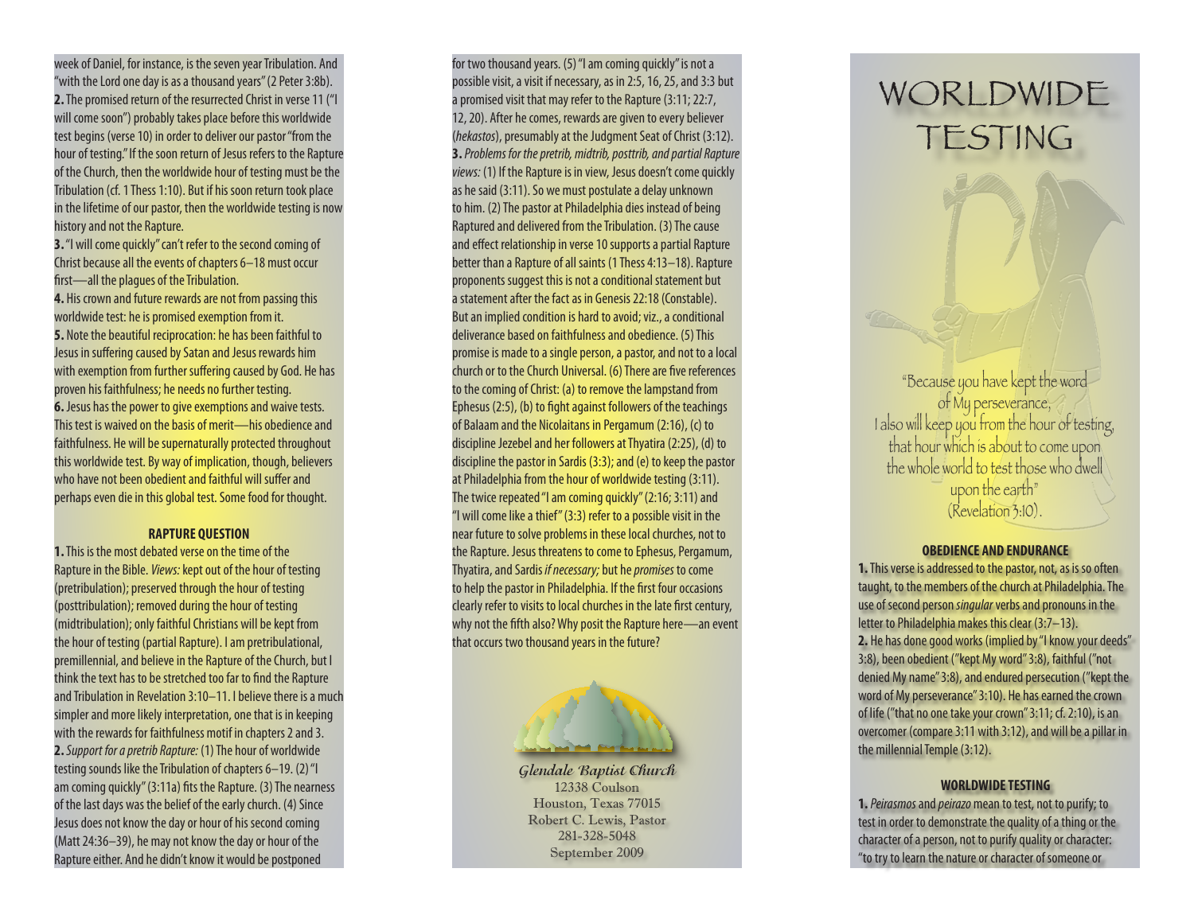week of Daniel, for instance, is the seven year Tribulation. And "with the Lord one day is as a thousand years" (2 Peter 3:8b).

**2.** The promised return of the resurrected Christ in verse 11 ("I will come soon") probably takes place before this worldwide test begins (verse 10) in order to deliver our pastor "from the hour of testing." If the soon return of Jesus refers to the Rapture of the Church, then the worldwide hour of testing must be the Tribulation (cf. 1 Thess 1:10). But if his soon return took place in the lifetime of our pastor, then the worldwide testing is now history and not the Rapture.

**3.** "I will come quickly" can't refer to the second coming of Christ because all the events of chapters 6–18 must occur first—all the plagues of the Tribulation.

**4.** His crown and future rewards are not from passing this worldwide test: he is promised exemption from it.

**5.** Note the beautiful reciprocation: he has been faithful to Jesus in suffering caused by Satan and Jesus rewards him with exemption from further suffering caused by God. He has proven his faithfulness; he needs no further testing.

**6.** Jesus has the power to give exemptions and waive tests. This test is waived on the basis of merit—his obedience and faithfulness. He will be supernaturally protected throughout this worldwide test. By way of implication, though, believers who have not been obedient and faithful will suffer and perhaps even die in this global test. Some food for thought.

### RAPTURE QUESTION

**1.** This is the most debated verse on the time of the Rapture in the Bible. *Views:* kept out of the hour of testing (pretribulation); preserved through the hour of testing (posttribulation); removed during the hour of testing (midtribulation); only faithful Christians will be kept from the hour of testing (partial Rapture). I am pretribulational, premillennial, and believe in the Rapture of the Church, but I think the text has to be stretched too far to find the Rapture and Tribulation in Revelation 3:10–11. I believe there is a much simpler and more likely interpretation, one that is in keeping with the rewards for faithfulness motif in chapters 2 and 3.

**2.** *Support for a pretrib Rapture:* (1) The hour of worldwide testing sounds like the Tribulation of chapters 6–19. (2) "I am coming quickly" (3:11a) fits the Rapture. (3) The nearness of the last days was the belief of the early church. (4) Since Jesus does not know the day or hour of his second coming (Matt 24:36–39), he may not know the day or hour of the Rapture either. And he didn't know it would be postponed for two thousand years. (5) "I am coming quickly" is not a possible visit, a visit if necessary, as in 2:5, 16, 25, and 3:3 but a promised visit that may refer to the Rapture (3:11; 22:7, 12, 20). After he comes, rewards are given to every believer (*hekastos*), presumably at the Judgment Seat of Christ (3:12).

**3.** *Problems for the pretrib, midtrib, posttrib, and partial Rapture views:* (1) If the Rapture is in view, Jesus doesn't come quickly as he said (3:11). So we must postulate a delay unknown to him. (2) The pastor at Philadelphia dies instead of being Raptured and delivered from the Tribulation. (3) The cause and effect relationship in verse 10 supports a partial Rapture better than a Rapture of all saints (1 Thess 4:13–18). Rapture proponents suggest this is not a conditional statement but a statement after the fact as in Genesis 22:18 (Constable). But an implied condition is hard to avoid; viz., a conditional deliverance based on faithfulness and obedience. (5) This promise is made to a single person, a pastor, and not to a local church or to the Church Universal. (6) There are five references to the coming of Christ: (a) to remove the lampstand from Ephesus (2:5), (b) to fight against followers of the teachings of Balaam and the Nicolaitans in Pergamum (2:16), (c) to discipline Jezebel and her followers at Thyatira (2:25), (d) to discipline the pastor in Sardis (3:3); and (e) to keep the pastor at Philadelphia from the hour of worldwide testing (3:11). The twice repeated "I am coming quickly" (2:16; 3:11) and "I will come like a thief" (3:3) refer to a possible visit in the near future to solve problems in these local churches, not to the Rapture. Jesus threatens to come to Ephesus, Pergamum, Thyatira, and Sardis *if necessary;* but he *promises* to come to help the pastor in Philadelphia. If the first four occasions clearly refer to visits to local churches in the late first century, why not the fifth also? Why posit the Rapture here—an event that occurs two thousand years in the future?

*Glendale Baptist Church*
12338 Coulson
Houston, Texas 77015
Robert C. Lewis, Pastor
281-328-5048
September 2009

# WORLDWIDE TESTING

"Because you have kept the word of My perseverance, I also will keep you from the hour of testing, that hour which is about to come upon the whole world to test those who dwell upon the earth" (Revelation 3:10).

### OBEDIENCE AND ENDURANCE

**1.** This verse is addressed to the pastor, not, as is so often taught, to the members of the church at Philadelphia. The use of second person *singular* verbs and pronouns in the letter to Philadelphia makes this clear (3:7–13).

**2.** He has done good works (implied by "I know your deeds" 3:8), been obedient ("kept My word" 3:8), faithful ("not denied My name" 3:8), and endured persecution ("kept the word of My perseverance" 3:10). He has earned the crown of life ("that no one take your crown" 3:11; cf. 2:10), is an overcomer (compare 3:11 with 3:12), and will be a pillar in the millennial Temple (3:12).

### WORLDWIDE TESTING

**1.** *Peirasmos* and *peirazo* mean to test, not to purify; to test in order to demonstrate the quality of a thing or the character of a person, not to purify quality or character: "to try to learn the nature or character of someone or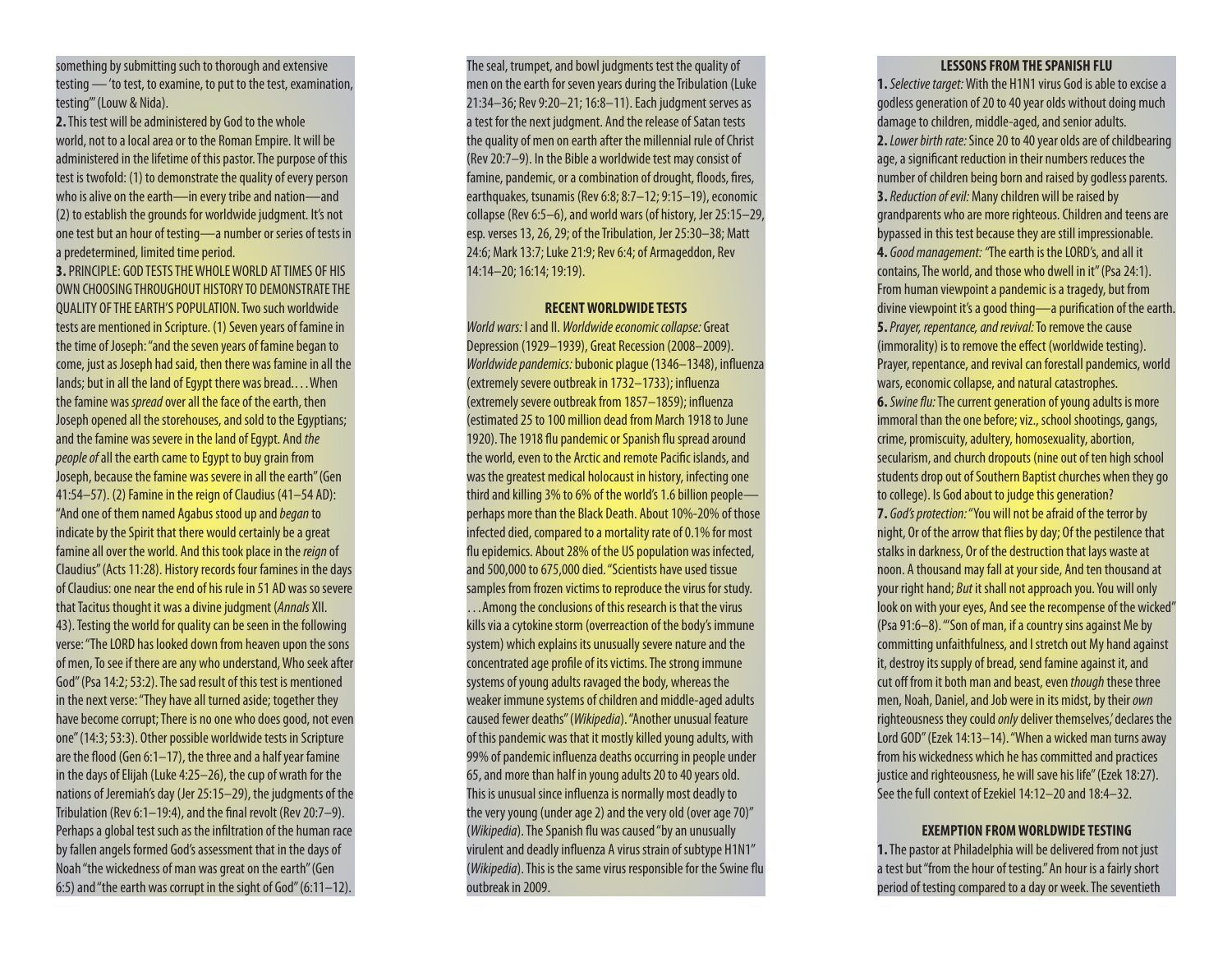something by submitting such to thorough and extensive testing — 'to test, to examine, to put to the test, examination, testing'" (Louw & Nida).

**2.** This test will be administered by God to the whole world, not to a local area or to the Roman Empire. It will be administered in the lifetime of this pastor. The purpose of this test is twofold: (1) to demonstrate the quality of every person who is alive on the earth—in every tribe and nation—and (2) to establish the grounds for worldwide judgment. It's not one test but an hour of testing—a number or series of tests in a predetermined, limited time period.

**3.** PRINCIPLE: GOD TESTS THE WHOLE WORLD AT TIMES OF HIS OWN CHOOSING THROUGHOUT HISTORY TO DEMONSTRATE THE QUALITY OF THE EARTH'S POPULATION. Two such worldwide tests are mentioned in Scripture. (1) Seven years of famine in the time of Joseph: "and the seven years of famine began to come, just as Joseph had said, then there was famine in all the lands; but in all the land of Egypt there was bread. . . . When the famine was *spread* over all the face of the earth, then Joseph opened all the storehouses, and sold to the Egyptians; and the famine was severe in the land of Egypt. And *the people of* all the earth came to Egypt to buy grain from Joseph, because the famine was severe in all the earth" (Gen 41:54–57). (2) Famine in the reign of Claudius (41–54 AD): "And one of them named Agabus stood up and *began* to indicate by the Spirit that there would certainly be a great famine all over the world. And this took place in the *reign* of Claudius" (Acts 11:28). History records four famines in the days of Claudius: one near the end of his rule in 51 AD was so severe that Tacitus thought it was a divine judgment (*Annals* XII. 43). Testing the world for quality can be seen in the following verse: "The LORD has looked down from heaven upon the sons of men, To see if there are any who understand, Who seek after God" (Psa 14:2; 53:2). The sad result of this test is mentioned in the next verse: "They have all turned aside; together they have become corrupt; There is no one who does good, not even one" (14:3; 53:3). Other possible worldwide tests in Scripture are the flood (Gen 6:1–17), the three and a half year famine in the days of Elijah (Luke 4:25–26), the cup of wrath for the nations of Jeremiah's day (Jer 25:15–29), the judgments of the Tribulation (Rev 6:1–19:4), and the final revolt (Rev 20:7–9). Perhaps a global test such as the infiltration of the human race by fallen angels formed God's assessment that in the days of Noah "the wickedness of man was great on the earth" (Gen 6:5) and "the earth was corrupt in the sight of God" (6:11–12). The seal, trumpet, and bowl judgments test the quality of men on the earth for seven years during the Tribulation (Luke 21:34–36; Rev 9:20–21; 16:8–11). Each judgment serves as a test for the next judgment. And the release of Satan tests the quality of men on earth after the millennial rule of Christ (Rev 20:7–9). In the Bible a worldwide test may consist of famine, pandemic, or a combination of drought, floods, fires, earthquakes, tsunamis (Rev 6:8; 8:7–12; 9:15–19), economic collapse (Rev 6:5–6), and world wars (of history, Jer 25:15–29, esp. verses 13, 26, 29; of the Tribulation, Jer 25:30–38; Matt 24:6; Mark 13:7; Luke 21:9; Rev 6:4; of Armageddon, Rev 14:14–20; 16:14; 19:19).

## RECENT WORLDWIDE TESTS

*World wars:* I and II. *Worldwide economic collapse:* Great Depression (1929–1939), Great Recession (2008–2009). *Worldwide pandemics:* bubonic plague (1346–1348), influenza (extremely severe outbreak in 1732–1733); influenza (extremely severe outbreak from 1857–1859); influenza (estimated 25 to 100 million dead from March 1918 to June 1920). The 1918 flu pandemic or Spanish flu spread around the world, even to the Arctic and remote Pacific islands, and was the greatest medical holocaust in history, infecting one third and killing 3% to 6% of the world's 1.6 billion people—perhaps more than the Black Death. About 10%-20% of those infected died, compared to a mortality rate of 0.1% for most flu epidemics. About 28% of the US population was infected, and 500,000 to 675,000 died. "Scientists have used tissue samples from frozen victims to reproduce the virus for study. . . . Among the conclusions of this research is that the virus kills via a cytokine storm (overreaction of the body's immune system) which explains its unusually severe nature and the concentrated age profile of its victims. The strong immune systems of young adults ravaged the body, whereas the weaker immune systems of children and middle-aged adults caused fewer deaths" (*Wikipedia*). "Another unusual feature of this pandemic was that it mostly killed young adults, with 99% of pandemic influenza deaths occurring in people under 65, and more than half in young adults 20 to 40 years old. This is unusual since influenza is normally most deadly to the very young (under age 2) and the very old (over age 70)" (*Wikipedia*). The Spanish flu was caused "by an unusually virulent and deadly influenza A virus strain of subtype H1N1" (*Wikipedia*). This is the same virus responsible for the Swine flu outbreak in 2009.

## LESSONS FROM THE SPANISH FLU

**1.** *Selective target:* With the H1N1 virus God is able to excise a godless generation of 20 to 40 year olds without doing much damage to children, middle-aged, and senior adults.

**2.** *Lower birth rate:* Since 20 to 40 year olds are of childbearing age, a significant reduction in their numbers reduces the number of children being born and raised by godless parents.

**3.** *Reduction of evil:* Many children will be raised by grandparents who are more righteous. Children and teens are bypassed in this test because they are still impressionable.

**4.** *Good management:* "The earth is the LORD's, and all it contains, The world, and those who dwell in it" (Psa 24:1). From human viewpoint a pandemic is a tragedy, but from divine viewpoint it's a good thing—a purification of the earth.

**5.** *Prayer, repentance, and revival:* To remove the cause (immorality) is to remove the effect (worldwide testing). Prayer, repentance, and revival can forestall pandemics, world wars, economic collapse, and natural catastrophes.

**6.** *Swine flu:* The current generation of young adults is more immoral than the one before; viz., school shootings, gangs, crime, promiscuity, adultery, homosexuality, abortion, secularism, and church dropouts (nine out of ten high school students drop out of Southern Baptist churches when they go to college). Is God about to judge this generation?

**7.** *God's protection:* "You will not be afraid of the terror by night, Or of the arrow that flies by day; Of the pestilence that stalks in darkness, Or of the destruction that lays waste at noon. A thousand may fall at your side, And ten thousand at your right hand; *But* it shall not approach you. You will only look on with your eyes, And see the recompense of the wicked" (Psa 91:6–8). "'Son of man, if a country sins against Me by committing unfaithfulness, and I stretch out My hand against it, destroy its supply of bread, send famine against it, and cut off from it both man and beast, even *though* these three men, Noah, Daniel, and Job were in its midst, by their *own* righteousness they could *only* deliver themselves,' declares the Lord GOD" (Ezek 14:13–14). "When a wicked man turns away from his wickedness which he has committed and practices justice and righteousness, he will save his life" (Ezek 18:27). See the full context of Ezekiel 14:12–20 and 18:4–32.

## EXEMPTION FROM WORLDWIDE TESTING

**1.** The pastor at Philadelphia will be delivered from not just a test but "from the hour of testing." An hour is a fairly short period of testing compared to a day or week. The seventieth